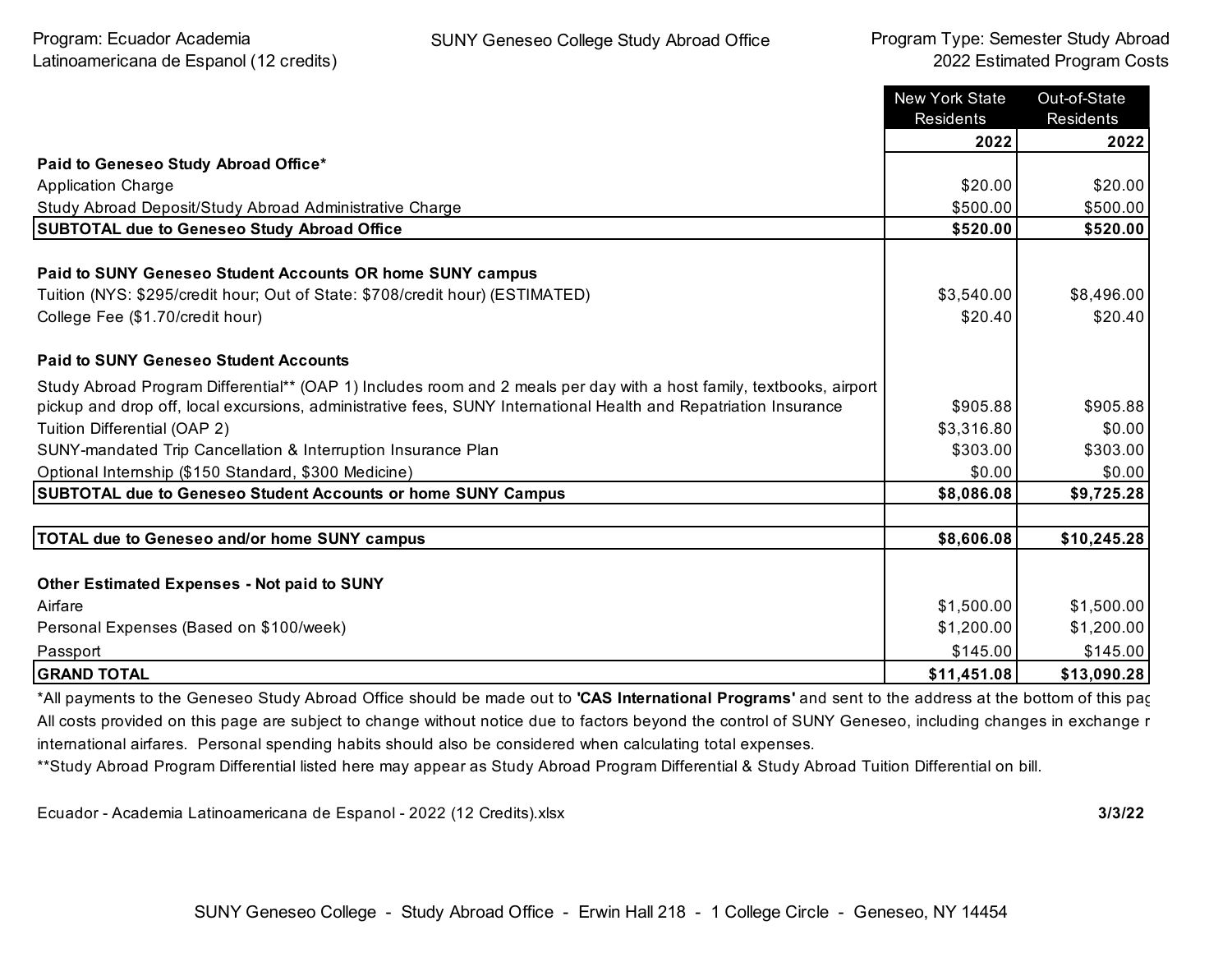Program: Ecuador Academia Latinoamericana de Espanol (12 credits)

SUNY Geneseo College Study Abroad Office

Program Type: Semester Study Abroad
2022 Estimated Program Costs

| | New York State Residents | Out-of-State Residents |
|---|---|---|
| | **2022** | **2022** |
| **Paid to Geneseo Study Abroad Office*** | | |
| Application Charge | $20.00 | $20.00 |
| Study Abroad Deposit/Study Abroad Administrative Charge | $500.00 | $500.00 |
| **SUBTOTAL due to Geneseo Study Abroad Office** | **$520.00** | **$520.00** |
| | | |
| **Paid to SUNY Geneseo Student Accounts OR home SUNY campus** | | |
| Tuition (NYS: $295/credit hour; Out of State: $708/credit hour) (ESTIMATED) | $3,540.00 | $8,496.00 |
| College Fee ($1.70/credit hour) | $20.40 | $20.40 |
| | | |
| **Paid to SUNY Geneseo Student Accounts** | | |
| Study Abroad Program Differential** (OAP 1) Includes room and 2 meals per day with a host family, textbooks, airport pickup and drop off, local excursions, administrative fees, SUNY International Health and Repatriation Insurance | $905.88 | $905.88 |
| Tuition Differential (OAP 2) | $3,316.80 | $0.00 |
| SUNY-mandated Trip Cancellation & Interruption Insurance Plan | $303.00 | $303.00 |
| Optional Internship ($150 Standard, $300 Medicine) | $0.00 | $0.00 |
| **SUBTOTAL due to Geneseo Student Accounts or home SUNY Campus** | **$8,086.08** | **$9,725.28** |
| | | |
| **TOTAL due to Geneseo and/or home SUNY campus** | **$8,606.08** | **$10,245.28** |
| | | |
| **Other Estimated Expenses - Not paid to SUNY** | | |
| Airfare | $1,500.00 | $1,500.00 |
| Personal Expenses (Based on $100/week) | $1,200.00 | $1,200.00 |
| Passport | $145.00 | $145.00 |
| **GRAND TOTAL** | **$11,451.08** | **$13,090.28** |

*All payments to the Geneseo Study Abroad Office should be made out to **'CAS International Programs'** and sent to the address at the bottom of this pag
All costs provided on this page are subject to change without notice due to factors beyond the control of SUNY Geneseo, including changes in exchange r international airfares. Personal spending habits should also be considered when calculating total expenses.

**Study Abroad Program Differential listed here may appear as Study Abroad Program Differential & Study Abroad Tuition Differential on bill.

Ecuador - Academia Latinoamericana de Espanol - 2022 (12 Credits).xlsx **3/3/22**

SUNY Geneseo College - Study Abroad Office - Erwin Hall 218 - 1 College Circle - Geneseo, NY 14454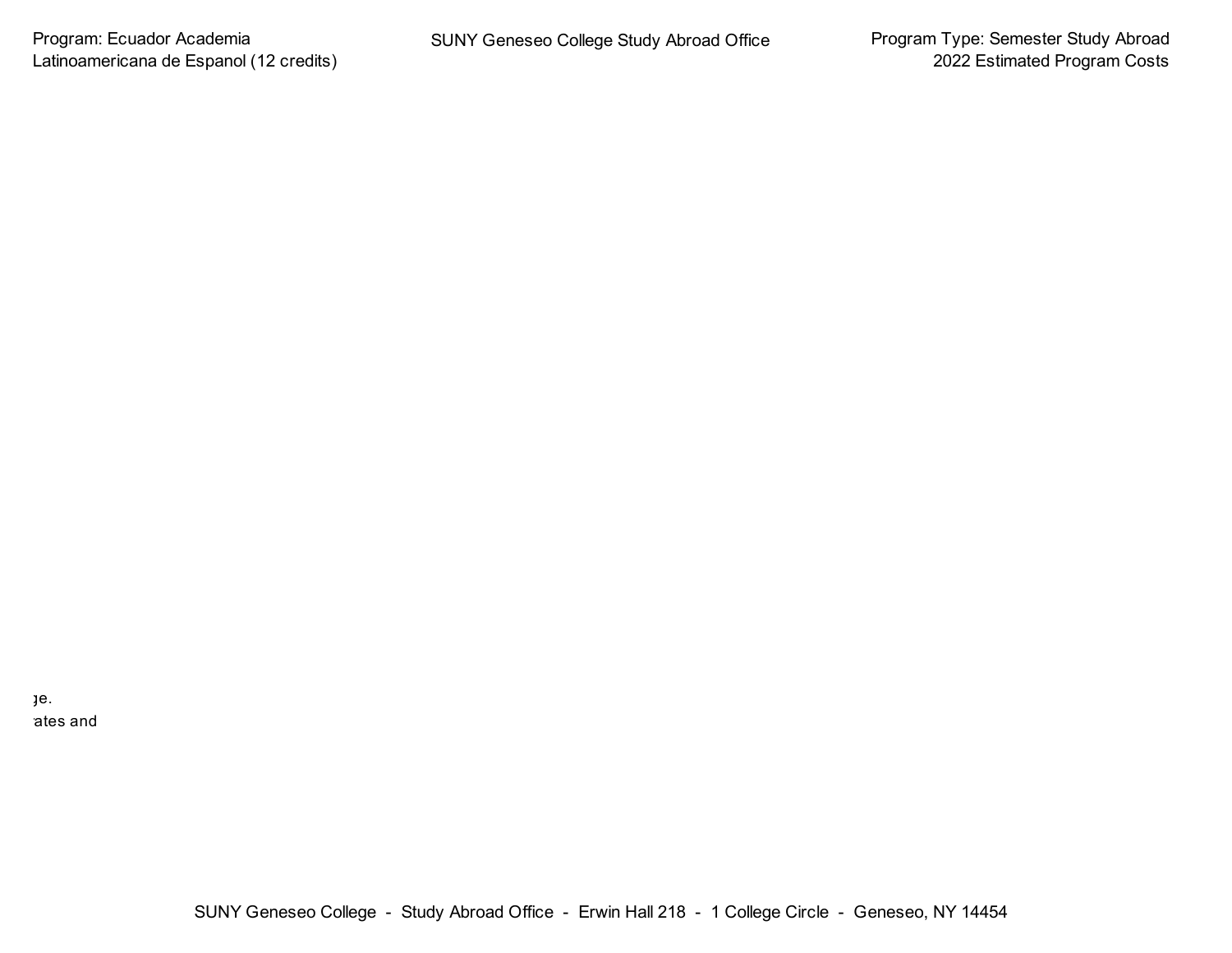ge.
ates and